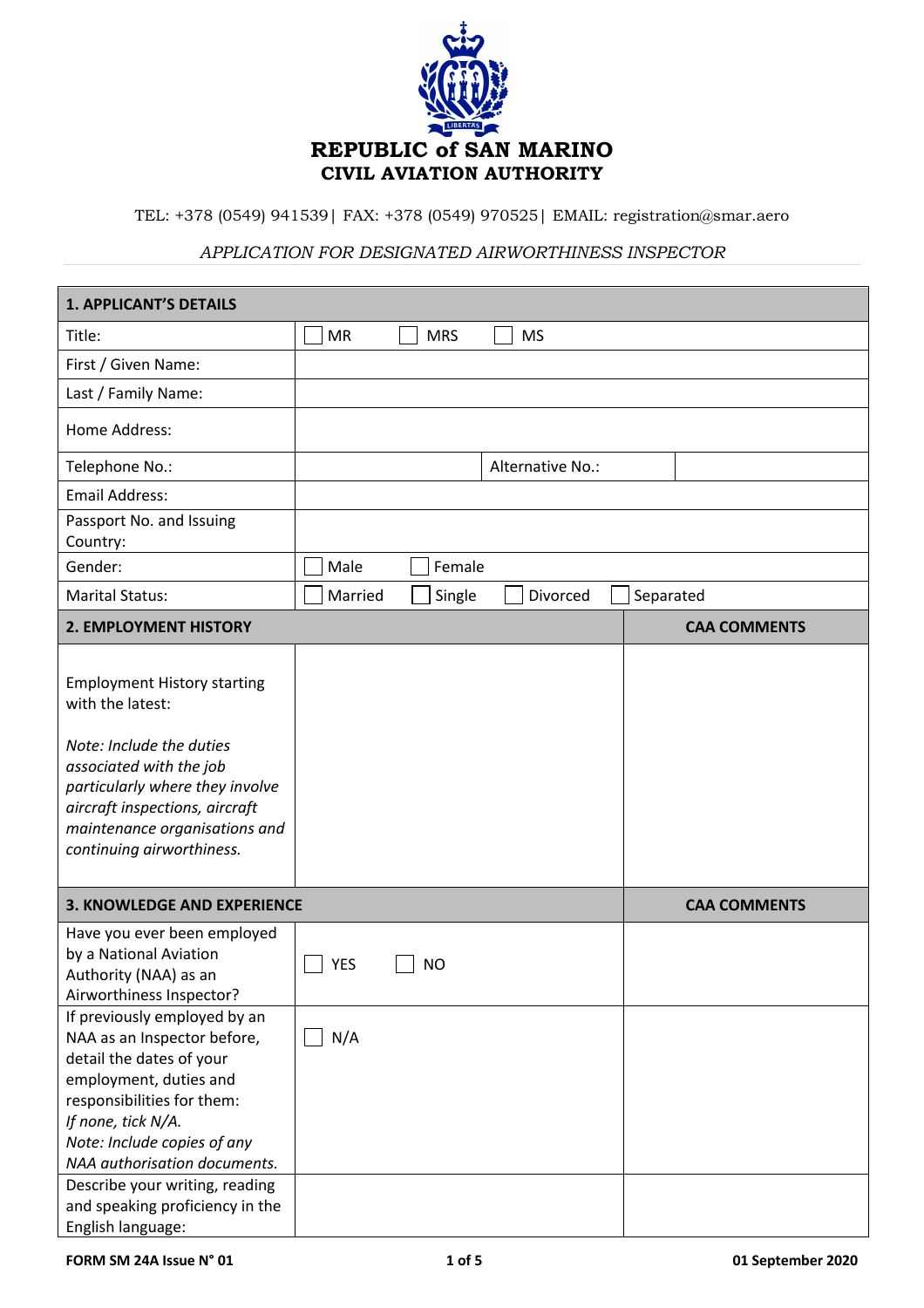# REPUBLIC of SAN MARINO
## CIVIL AVIATION AUTHORITY

TEL: +378 (0549) 941539| FAX: +378 (0549) 970525| EMAIL: registration@smar.aero

*APPLICATION FOR DESIGNATED AIRWORTHINESS INSPECTOR*

| **1. APPLICANT'S DETAILS** | | | |
|---|---|---|---|
| Title: | ☐ MR ☐ MRS ☐ MS | | |
| First / Given Name: | | | |
| Last / Family Name: | | | |
| Home Address: | | | |
| Telephone No.: | | Alternative No.: | |
| Email Address: | | | |
| Passport No. and Issuing Country: | | | |
| Gender: | ☐ Male ☐ Female | | |
| Marital Status: | ☐ Married ☐ Single ☐ Divorced ☐ Separated | | |

| **2. EMPLOYMENT HISTORY** | | **CAA COMMENTS** |
|---|---|---|
| Employment History starting with the latest:<br><br>*Note: Include the duties associated with the job particularly where they involve aircraft inspections, aircraft maintenance organisations and continuing airworthiness.* | | |

| **3. KNOWLEDGE AND EXPERIENCE** | | **CAA COMMENTS** |
|---|---|---|
| Have you ever been employed by a National Aviation Authority (NAA) as an Airworthiness Inspector? | ☐ YES ☐ NO | |
| If previously employed by an NAA as an Inspector before, detail the dates of your employment, duties and responsibilities for them:<br>*If none, tick N/A.*<br>*Note: Include copies of any NAA authorisation documents.* | ☐ N/A | |
| Describe your writing, reading and speaking proficiency in the English language: | | |

FORM SM 24A Issue N° 01 — 01 September 2020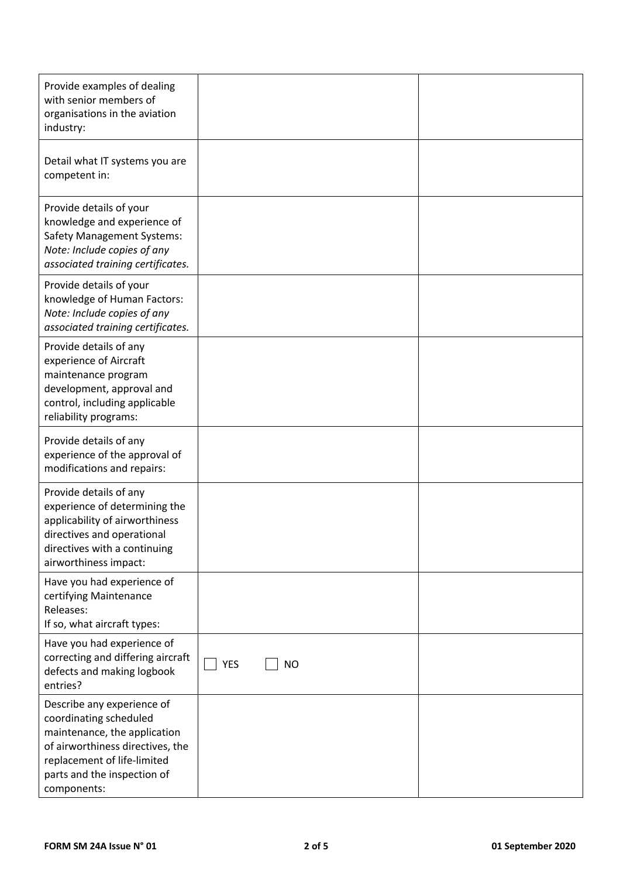| | | |
|---|---|---|
| Provide examples of dealing with senior members of organisations in the aviation industry: | | |
| Detail what IT systems you are competent in: | | |
| Provide details of your knowledge and experience of Safety Management Systems:<br>*Note: Include copies of any associated training certificates.* | | |
| Provide details of your knowledge of Human Factors:<br>*Note: Include copies of any associated training certificates.* | | |
| Provide details of any experience of Aircraft maintenance program development, approval and control, including applicable reliability programs: | | |
| Provide details of any experience of the approval of modifications and repairs: | | |
| Provide details of any experience of determining the applicability of airworthiness directives and operational directives with a continuing airworthiness impact: | | |
| Have you had experience of certifying Maintenance Releases:<br>If so, what aircraft types: | | |
| Have you had experience of correcting and differing aircraft defects and making logbook entries? | ☐ YES ☐ NO | |
| Describe any experience of coordinating scheduled maintenance, the application of airworthiness directives, the replacement of life-limited parts and the inspection of components: | | |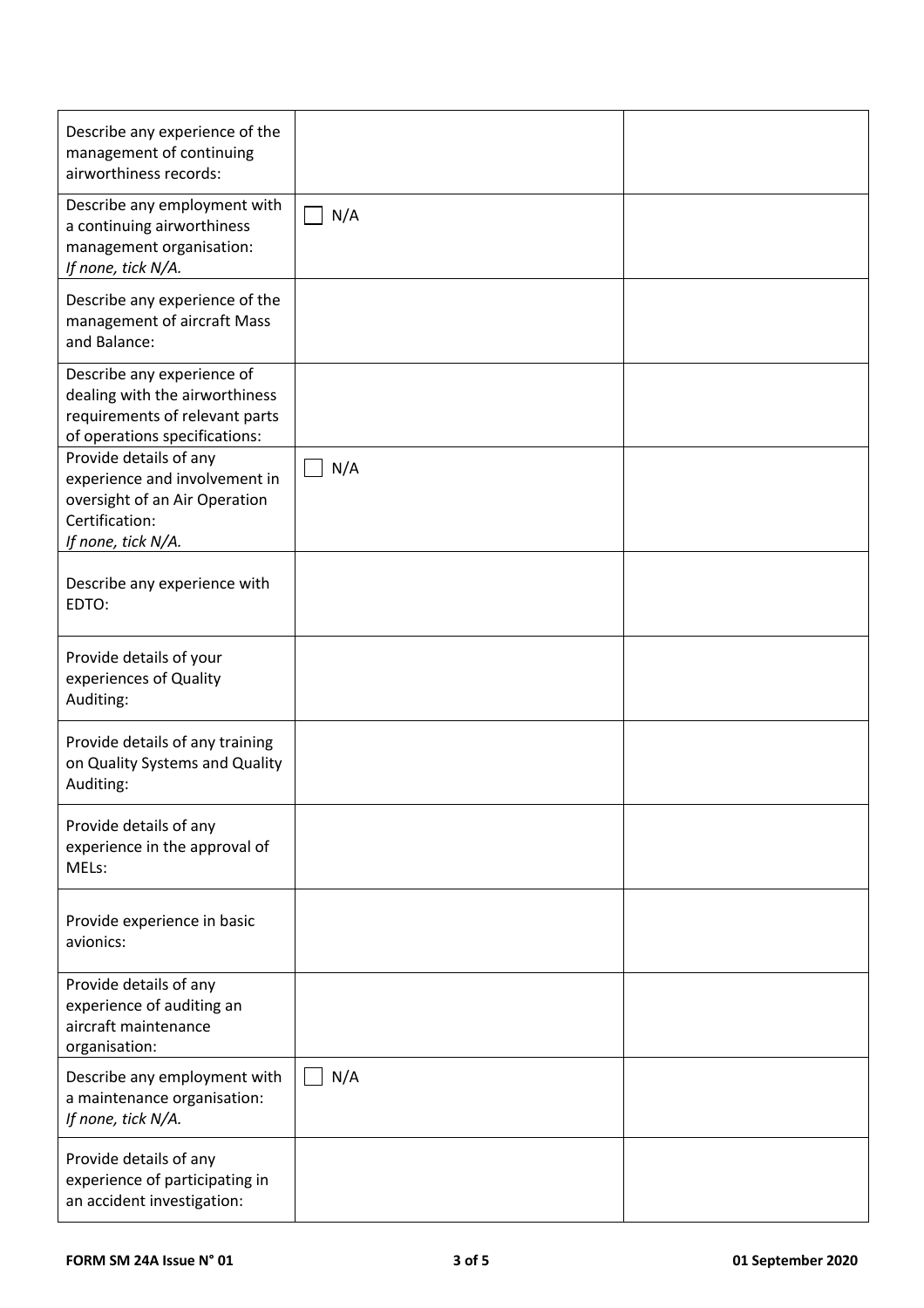| | | |
|---|---|---|
| Describe any experience of the management of continuing airworthiness records: | | |
| Describe any employment with a continuing airworthiness management organisation: *If none, tick N/A.* | ☐ N/A | |
| Describe any experience of the management of aircraft Mass and Balance: | | |
| Describe any experience of dealing with the airworthiness requirements of relevant parts of operations specifications: | | |
| Provide details of any experience and involvement in oversight of an Air Operation Certification: *If none, tick N/A.* | ☐ N/A | |
| Describe any experience with EDTO: | | |
| Provide details of your experiences of Quality Auditing: | | |
| Provide details of any training on Quality Systems and Quality Auditing: | | |
| Provide details of any experience in the approval of MELs: | | |
| Provide experience in basic avionics: | | |
| Provide details of any experience of auditing an aircraft maintenance organisation: | | |
| Describe any employment with a maintenance organisation: *If none, tick N/A.* | ☐ N/A | |
| Provide details of any experience of participating in an accident investigation: | | |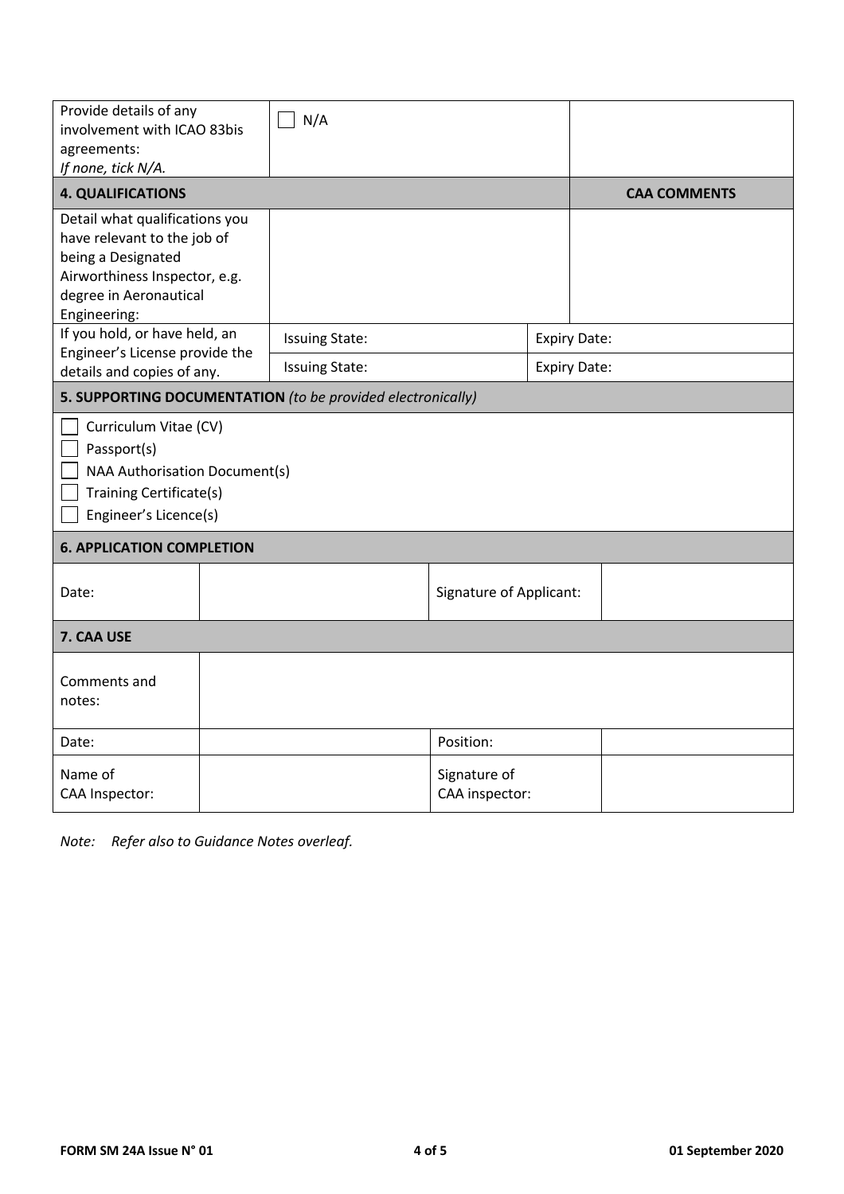| Provide details of any involvement with ICAO 83bis agreements: *If none, tick N/A.* | ☐ N/A | | |
|---|---|---|---|
| **4. QUALIFICATIONS** | | | **CAA COMMENTS** |
| Detail what qualifications you have relevant to the job of being a Designated Airworthiness Inspector, e.g. degree in Aeronautical Engineering: | | | |
| If you hold, or have held, an Engineer's License provide the details and copies of any. | Issuing State: | Expiry Date: | |
| | Issuing State: | Expiry Date: | |

**5. SUPPORTING DOCUMENTATION** *(to be provided electronically)*

- ☐ Curriculum Vitae (CV)
- ☐ Passport(s)
- ☐ NAA Authorisation Document(s)
- ☐ Training Certificate(s)
- ☐ Engineer's Licence(s)

**6. APPLICATION COMPLETION**

| Date: | | Signature of Applicant: | |
|---|---|---|---|

**7. CAA USE**

| Comments and notes: | | | |
|---|---|---|---|
| Date: | | Position: | |
| Name of CAA Inspector: | | Signature of CAA inspector: | |

*Note: Refer also to Guidance Notes overleaf.*

**FORM SM 24A Issue N° 01** | **01 September 2020**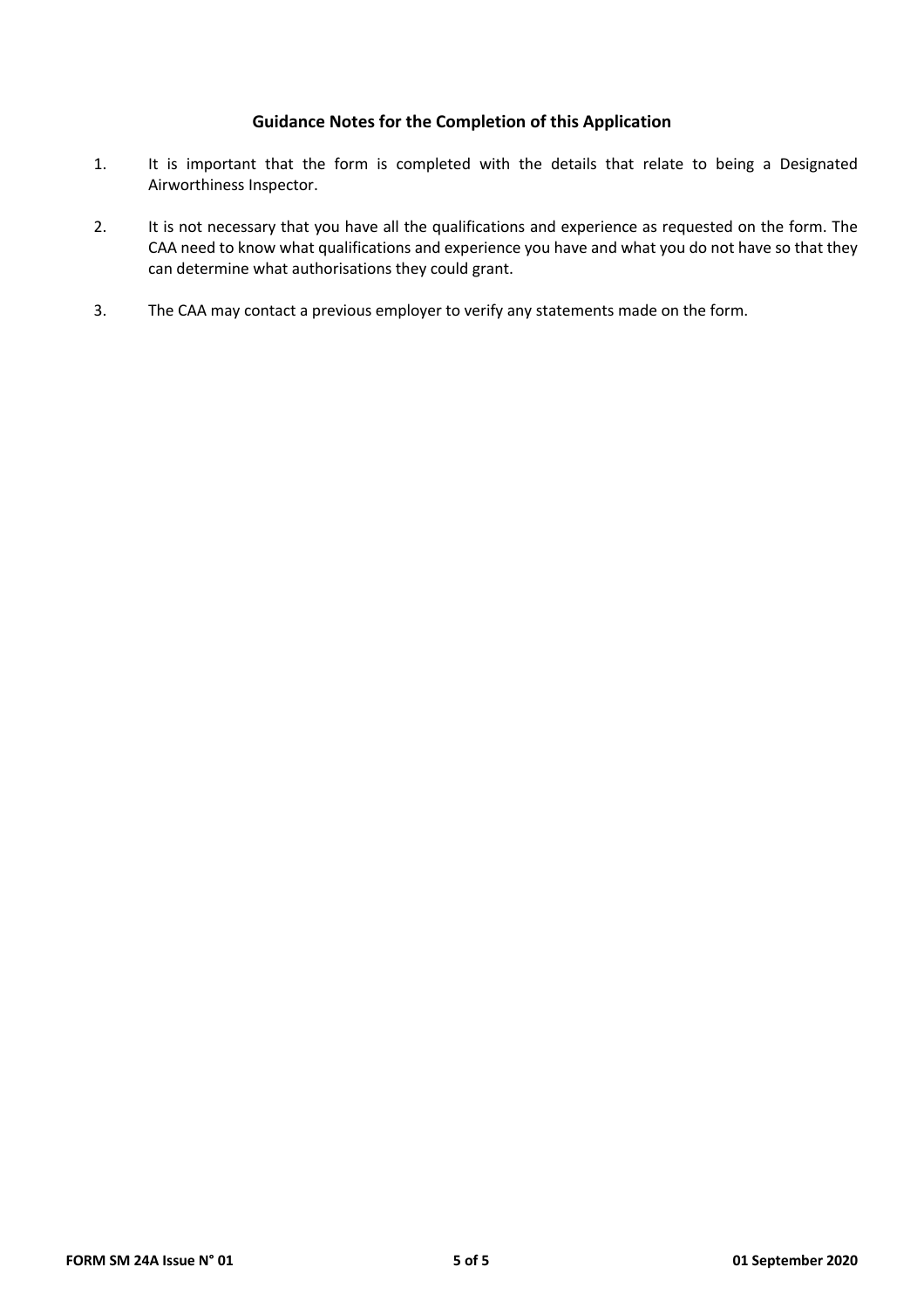## Guidance Notes for the Completion of this Application

1. It is important that the form is completed with the details that relate to being a Designated Airworthiness Inspector.

2. It is not necessary that you have all the qualifications and experience as requested on the form. The CAA need to know what qualifications and experience you have and what you do not have so that they can determine what authorisations they could grant.

3. The CAA may contact a previous employer to verify any statements made on the form.